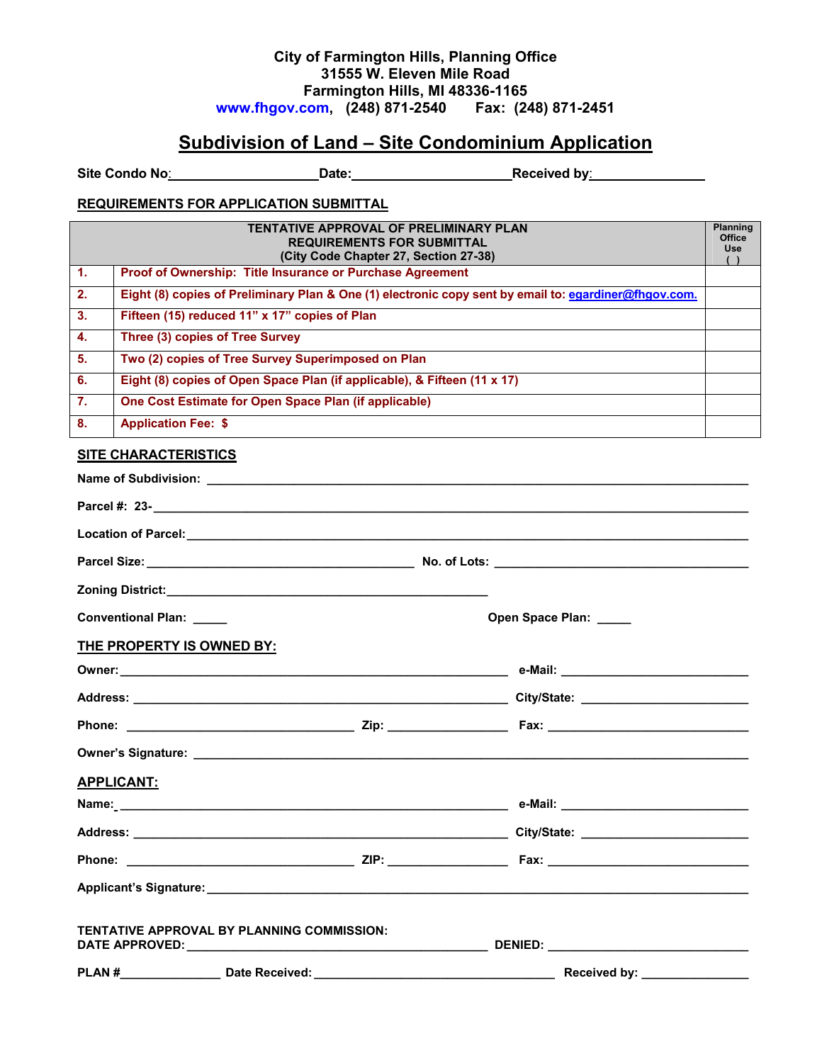**City of Farmington Hills, Planning Office**
**31555 W. Eleven Mile Road**
**Farmington Hills, MI 48336-1165**
**www.fhgov.com, (248) 871-2540 Fax: (248) 871-2451**

# Subdivision of Land – Site Condominium Application

**Site Condo No:** ____________________ **Date:** ______________________ **Received by:** _______________

## REQUIREMENTS FOR APPLICATION SUBMITTAL

| | TENTATIVE APPROVAL OF PRELIMINARY PLAN REQUIREMENTS FOR SUBMITTAL (City Code Chapter 27, Section 27-38) | Planning Office Use ( ) |
|---|---|---|
| 1. | Proof of Ownership: Title Insurance or Purchase Agreement | |
| 2. | Eight (8) copies of Preliminary Plan & One (1) electronic copy sent by email to: egardiner@fhgov.com. | |
| 3. | Fifteen (15) reduced 11" x 17" copies of Plan | |
| 4. | Three (3) copies of Tree Survey | |
| 5. | Two (2) copies of Tree Survey Superimposed on Plan | |
| 6. | Eight (8) copies of Open Space Plan (if applicable), & Fifteen (11 x 17) | |
| 7. | One Cost Estimate for Open Space Plan (if applicable) | |
| 8. | Application Fee: $ | |

## SITE CHARACTERISTICS

**Name of Subdivision:** ________________________________________________

**Parcel #: 23-** ________________________________________________

**Location of Parcel:** ________________________________________________

**Parcel Size:** ________________________ **No. of Lots:** ________________________

**Zoning District:** ________________________________

**Conventional Plan:** _____ **Open Space Plan:** _____

## THE PROPERTY IS OWNED BY:

**Owner:** ________________________________ **e-Mail:** ____________________

**Address:** ________________________________ **City/State:** ____________________

**Phone:** ____________________ **Zip:** ______________ **Fax:** ____________________

**Owner's Signature:** ________________________________________________

## APPLICANT:

**Name:** ________________________________ **e-Mail:** ____________________

**Address:** ________________________________ **City/State:** ____________________

**Phone:** ____________________ **ZIP:** ______________ **Fax:** ____________________

**Applicant's Signature:** ________________________________________________

**TENTATIVE APPROVAL BY PLANNING COMMISSION:**
**DATE APPROVED:** ________________________________ **DENIED:** ____________________

**PLAN #** ______________ **Date Received:** ________________________ **Received by:** _______________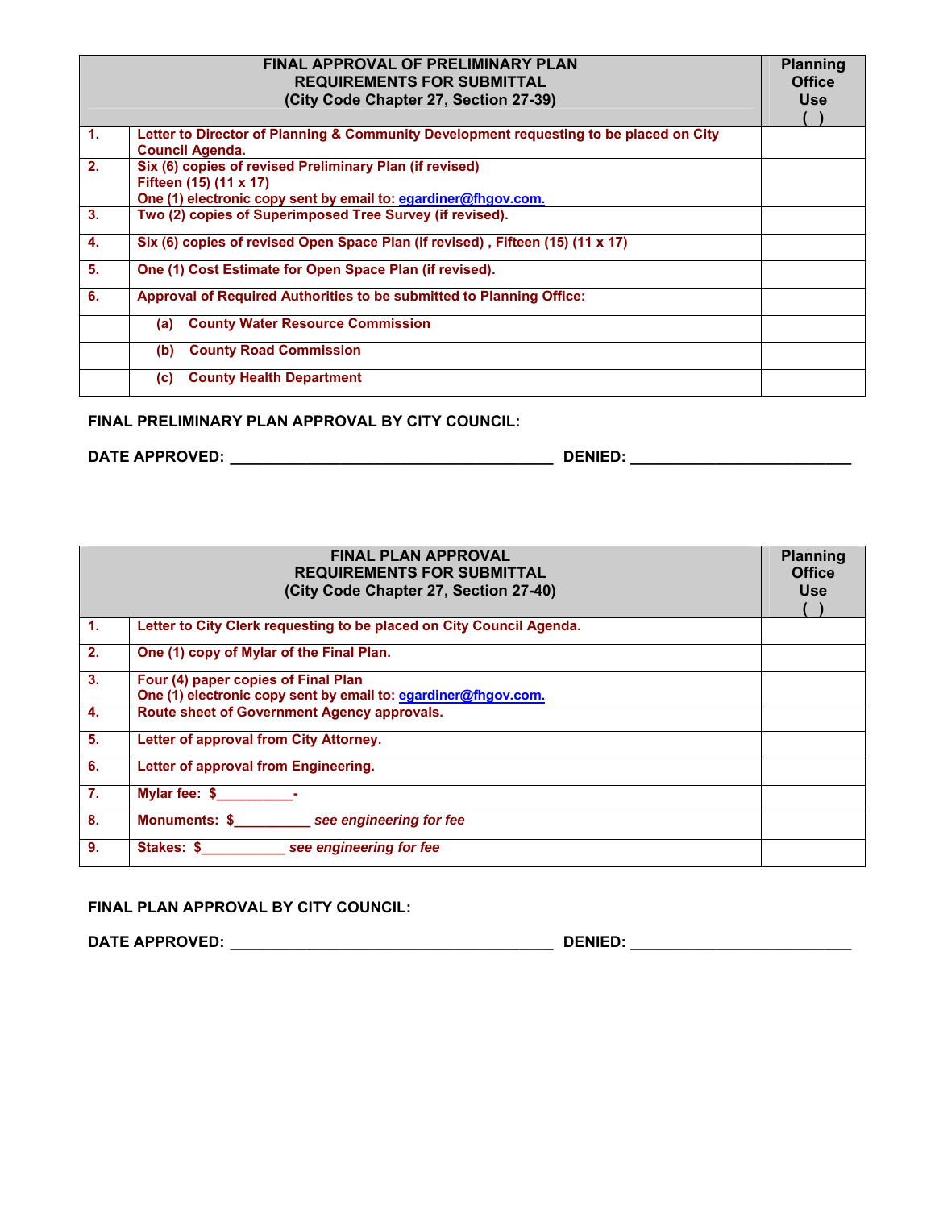| | FINAL APPROVAL OF PRELIMINARY PLAN<br>REQUIREMENTS FOR SUBMITTAL<br>(City Code Chapter 27, Section 27-39) | Planning Office Use ( ) |
|---|---|---|
| 1. | Letter to Director of Planning & Community Development requesting to be placed on City Council Agenda. | |
| 2. | Six (6) copies of revised Preliminary Plan (if revised)<br>Fifteen (15) (11 x 17)<br>One (1) electronic copy sent by email to: egardiner@fhgov.com. | |
| 3. | Two (2) copies of Superimposed Tree Survey (if revised). | |
| 4. | Six (6) copies of revised Open Space Plan (if revised) , Fifteen (15) (11 x 17) | |
| 5. | One (1) Cost Estimate for Open Space Plan (if revised). | |
| 6. | Approval of Required Authorities to be submitted to Planning Office: | |
| | (a) County Water Resource Commission | |
| | (b) County Road Commission | |
| | (c) County Health Department | |

**FINAL PRELIMINARY PLAN APPROVAL BY CITY COUNCIL:**

**DATE APPROVED: ______________________________________ DENIED: __________________________**

| | FINAL PLAN APPROVAL<br>REQUIREMENTS FOR SUBMITTAL<br>(City Code Chapter 27, Section 27-40) | Planning Office Use ( ) |
|---|---|---|
| 1. | Letter to City Clerk requesting to be placed on City Council Agenda. | |
| 2. | One (1) copy of Mylar of the Final Plan. | |
| 3. | Four (4) paper copies of Final Plan<br>One (1) electronic copy sent by email to: egardiner@fhgov.com. | |
| 4. | Route sheet of Government Agency approvals. | |
| 5. | Letter of approval from City Attorney. | |
| 6. | Letter of approval from Engineering. | |
| 7. | Mylar fee: $__________- | |
| 8. | Monuments: $__________ *see engineering for fee* | |
| 9. | Stakes: $___________ *see engineering for fee* | |

**FINAL PLAN APPROVAL BY CITY COUNCIL:**

**DATE APPROVED: ______________________________________ DENIED: __________________________**